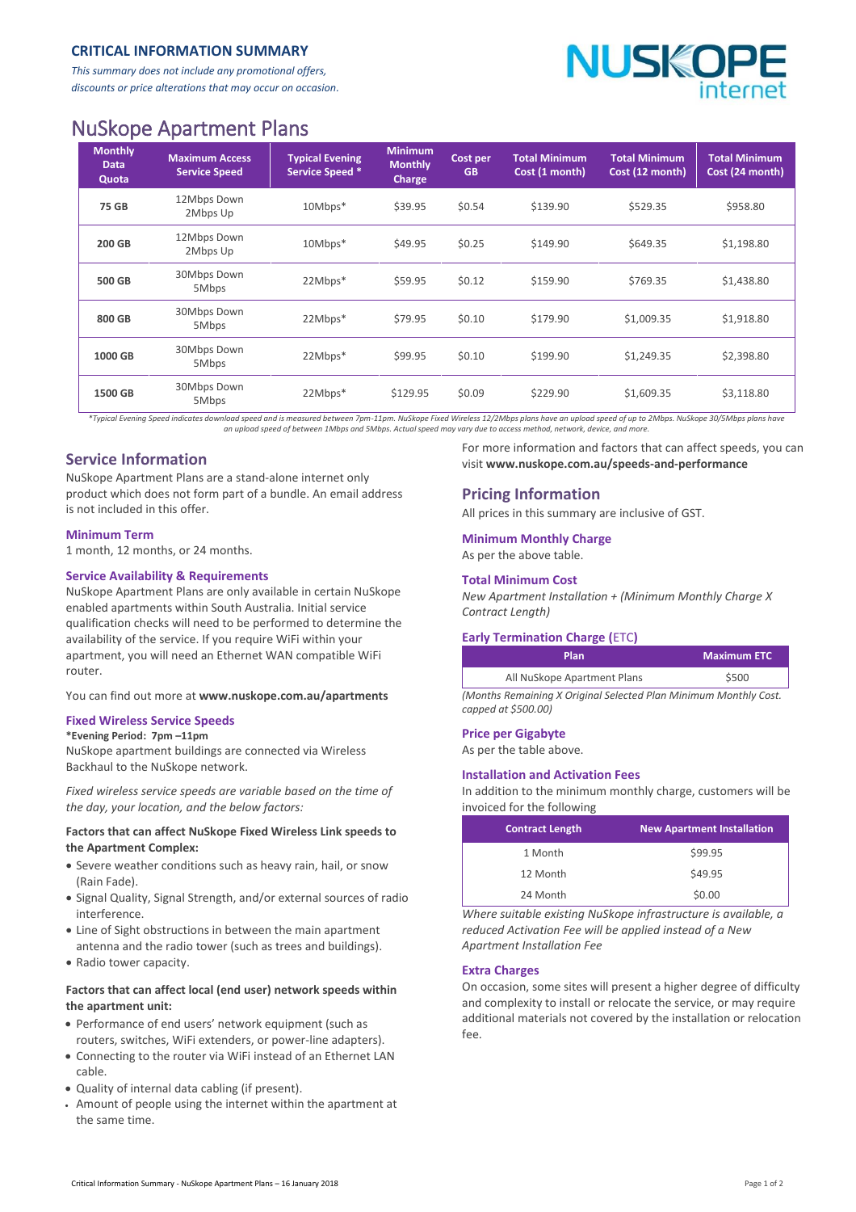**CRITICAL INFORMATION SUMMARY**

*This summary does not include any promotional offers, discounts or price alterations that may occur on occasion.*

NUSKOPE internet

# NuSkope Apartment Plans

| Monthly Data Quota | Maximum Access Service Speed | Typical Evening Service Speed * | Minimum Monthly Charge | Cost per GB | Total Minimum Cost (1 month) | Total Minimum Cost (12 month) | Total Minimum Cost (24 month) |
|---|---|---|---|---|---|---|---|
| **75 GB** | 12Mbps Down 2Mbps Up | 10Mbps* | $39.95 | $0.54 | $139.90 | $529.35 | $958.80 |
| **200 GB** | 12Mbps Down 2Mbps Up | 10Mbps* | $49.95 | $0.25 | $149.90 | $649.35 | $1,198.80 |
| **500 GB** | 30Mbps Down 5Mbps | 22Mbps* | $59.95 | $0.12 | $159.90 | $769.35 | $1,438.80 |
| **800 GB** | 30Mbps Down 5Mbps | 22Mbps* | $79.95 | $0.10 | $179.90 | $1,009.35 | $1,918.80 |
| **1000 GB** | 30Mbps Down 5Mbps | 22Mbps* | $99.95 | $0.10 | $199.90 | $1,249.35 | $2,398.80 |
| **1500 GB** | 30Mbps Down 5Mbps | 22Mbps* | $129.95 | $0.09 | $229.90 | $1,609.35 | $3,118.80 |

*\*Typical Evening Speed indicates download speed and is measured between 7pm-11pm. NuSkope Fixed Wireless 12/2Mbps plans have an upload speed of up to 2Mbps. NuSkope 30/5Mbps plans have an upload speed of between 1Mbps and 5Mbps. Actual speed may vary due to access method, network, device, and more.*

## Service Information

NuSkope Apartment Plans are a stand-alone internet only product which does not form part of a bundle. An email address is not included in this offer.

### Minimum Term

1 month, 12 months, or 24 months.

### Service Availability & Requirements

NuSkope Apartment Plans are only available in certain NuSkope enabled apartments within South Australia. Initial service qualification checks will need to be performed to determine the availability of the service. If you require WiFi within your apartment, you will need an Ethernet WAN compatible WiFi router.

You can find out more at **www.nuskope.com.au/apartments**

### Fixed Wireless Service Speeds

**\*Evening Period: 7pm –11pm**

NuSkope apartment buildings are connected via Wireless Backhaul to the NuSkope network.

*Fixed wireless service speeds are variable based on the time of the day, your location, and the below factors:*

**Factors that can affect NuSkope Fixed Wireless Link speeds to the Apartment Complex:**

- Severe weather conditions such as heavy rain, hail, or snow (Rain Fade).
- Signal Quality, Signal Strength, and/or external sources of radio interference.
- Line of Sight obstructions in between the main apartment antenna and the radio tower (such as trees and buildings).
- Radio tower capacity.

**Factors that can affect local (end user) network speeds within the apartment unit:**

- Performance of end users' network equipment (such as routers, switches, WiFi extenders, or power-line adapters).
- Connecting to the router via WiFi instead of an Ethernet LAN cable.
- Quality of internal data cabling (if present).
- Amount of people using the internet within the apartment at the same time.

For more information and factors that can affect speeds, you can visit **www.nuskope.com.au/speeds-and-performance**

## Pricing Information

All prices in this summary are inclusive of GST.

### Minimum Monthly Charge

As per the above table.

### Total Minimum Cost

*New Apartment Installation + (Minimum Monthly Charge X Contract Length)*

### Early Termination Charge (ETC)

| Plan | Maximum ETC |
|---|---|
| All NuSkope Apartment Plans | $500 |

*(Months Remaining X Original Selected Plan Minimum Monthly Cost. capped at $500.00)*

### Price per Gigabyte

As per the table above.

### Installation and Activation Fees

In addition to the minimum monthly charge, customers will be invoiced for the following

| Contract Length | New Apartment Installation |
|---|---|
| 1 Month | $99.95 |
| 12 Month | $49.95 |
| 24 Month | $0.00 |

*Where suitable existing NuSkope infrastructure is available, a reduced Activation Fee will be applied instead of a New Apartment Installation Fee*

### Extra Charges

On occasion, some sites will present a higher degree of difficulty and complexity to install or relocate the service, or may require additional materials not covered by the installation or relocation fee.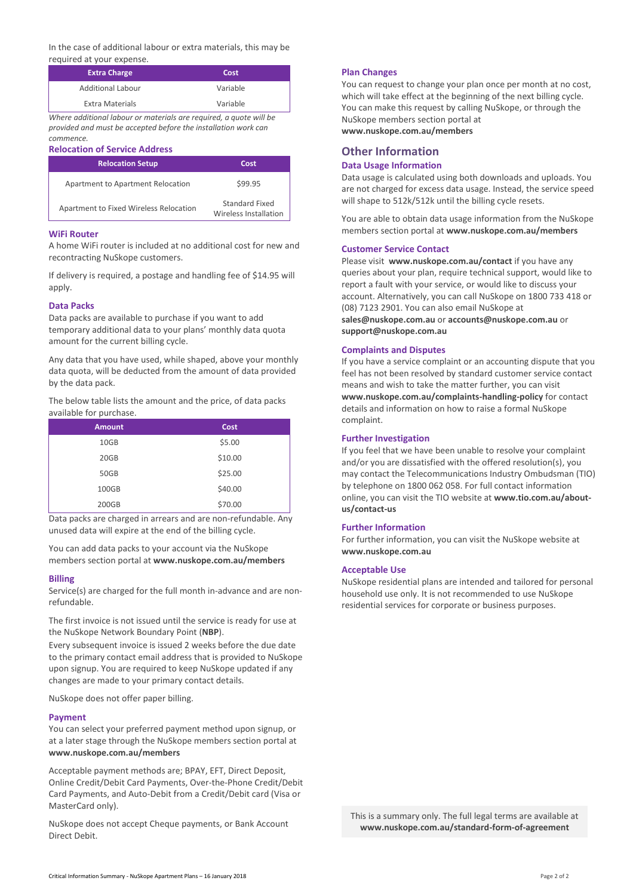In the case of additional labour or extra materials, this may be required at your expense.

| Extra Charge | Cost |
| --- | --- |
| Additional Labour | Variable |
| Extra Materials | Variable |

*Where additional labour or materials are required, a quote will be provided and must be accepted before the installation work can commence.*

### Relocation of Service Address

| Relocation Setup | Cost |
| --- | --- |
| Apartment to Apartment Relocation | $99.95 |
| Apartment to Fixed Wireless Relocation | Standard Fixed Wireless Installation |

### WiFi Router

A home WiFi router is included at no additional cost for new and recontracting NuSkope customers.

If delivery is required, a postage and handling fee of $14.95 will apply.

### Data Packs

Data packs are available to purchase if you want to add temporary additional data to your plans' monthly data quota amount for the current billing cycle.

Any data that you have used, while shaped, above your monthly data quota, will be deducted from the amount of data provided by the data pack.

The below table lists the amount and the price, of data packs available for purchase.

| Amount | Cost |
| --- | --- |
| 10GB | $5.00 |
| 20GB | $10.00 |
| 50GB | $25.00 |
| 100GB | $40.00 |
| 200GB | $70.00 |

Data packs are charged in arrears and are non-refundable. Any unused data will expire at the end of the billing cycle.

You can add data packs to your account via the NuSkope members section portal at **www.nuskope.com.au/members**

### Billing

Service(s) are charged for the full month in-advance and are non-refundable.

The first invoice is not issued until the service is ready for use at the NuSkope Network Boundary Point (**NBP**).
Every subsequent invoice is issued 2 weeks before the due date to the primary contact email address that is provided to NuSkope upon signup. You are required to keep NuSkope updated if any changes are made to your primary contact details.

NuSkope does not offer paper billing.

### Payment

You can select your preferred payment method upon signup, or at a later stage through the NuSkope members section portal at **www.nuskope.com.au/members**

Acceptable payment methods are; BPAY, EFT, Direct Deposit, Online Credit/Debit Card Payments, Over-the-Phone Credit/Debit Card Payments, and Auto-Debit from a Credit/Debit card (Visa or MasterCard only).

NuSkope does not accept Cheque payments, or Bank Account Direct Debit.

### Plan Changes

You can request to change your plan once per month at no cost, which will take effect at the beginning of the next billing cycle. You can make this request by calling NuSkope, or through the NuSkope members section portal at **www.nuskope.com.au/members**

## Other Information

### Data Usage Information

Data usage is calculated using both downloads and uploads. You are not charged for excess data usage. Instead, the service speed will shape to 512k/512k until the billing cycle resets.

You are able to obtain data usage information from the NuSkope members section portal at **www.nuskope.com.au/members**

### Customer Service Contact

Please visit **www.nuskope.com.au/contact** if you have any queries about your plan, require technical support, would like to report a fault with your service, or would like to discuss your account. Alternatively, you can call NuSkope on 1800 733 418 or (08) 7123 2901. You can also email NuSkope at **sales@nuskope.com.au** or **accounts@nuskope.com.au** or **support@nuskope.com.au**

### Complaints and Disputes

If you have a service complaint or an accounting dispute that you feel has not been resolved by standard customer service contact means and wish to take the matter further, you can visit **www.nuskope.com.au/complaints-handling-policy** for contact details and information on how to raise a formal NuSkope complaint.

### Further Investigation

If you feel that we have been unable to resolve your complaint and/or you are dissatisfied with the offered resolution(s), you may contact the Telecommunications Industry Ombudsman (TIO) by telephone on 1800 062 058. For full contact information online, you can visit the TIO website at **www.tio.com.au/about-us/contact-us**

### Further Information

For further information, you can visit the NuSkope website at **www.nuskope.com.au**

### Acceptable Use

NuSkope residential plans are intended and tailored for personal household use only. It is not recommended to use NuSkope residential services for corporate or business purposes.

This is a summary only. The full legal terms are available at **www.nuskope.com.au/standard-form-of-agreement**